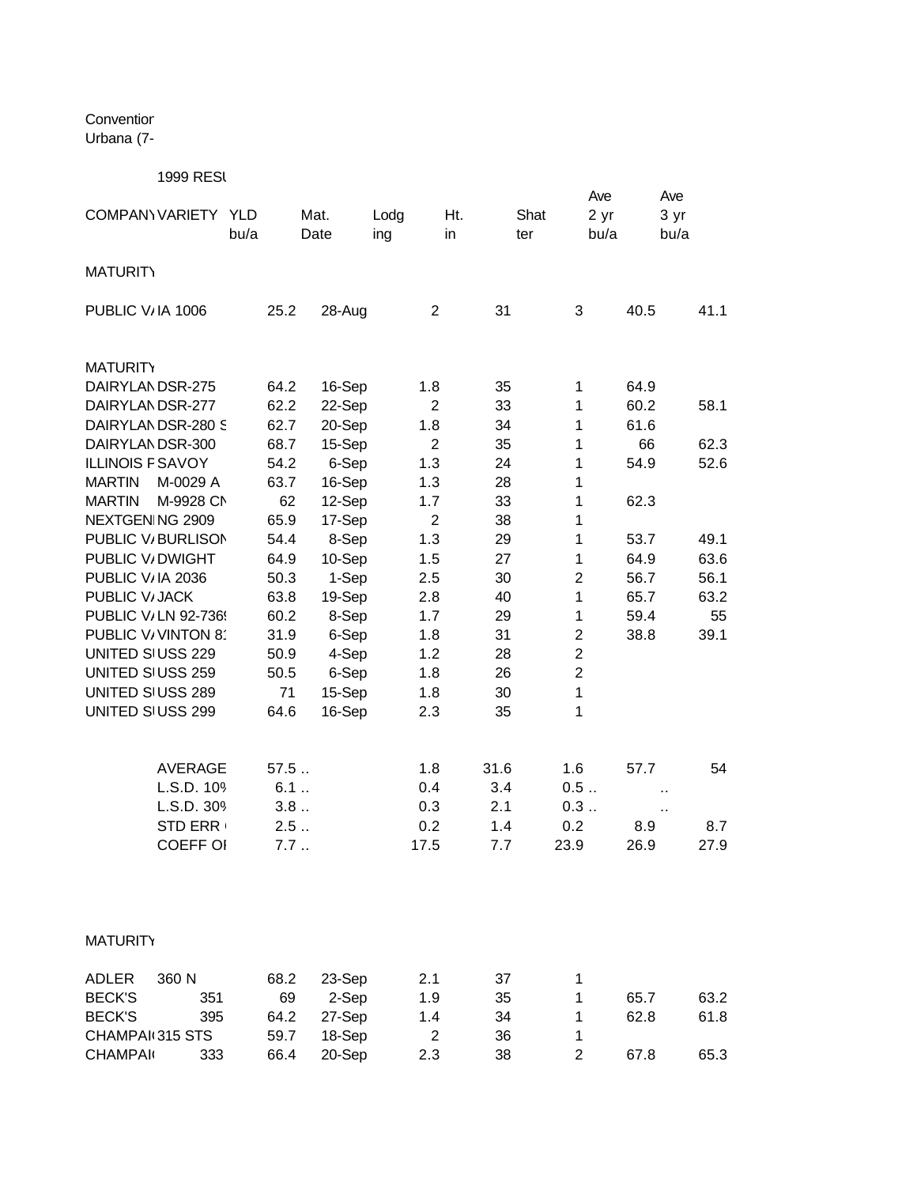Convention
Urbana (7-

1999 RESU

| COMPANY | VARIETY | YLD bu/a | Mat. Date | Lodg ing | Ht. in | Shat ter | Ave 2 yr bu/a | Ave 3 yr bu/a |
|---|---|---|---|---|---|---|---|---|
| MATURITY | | | | | | | | |
| PUBLIC V/ | IA 1006 | 25.2 | 28-Aug | 2 | 31 | 3 | 40.5 | 41.1 |
| MATURITY | | | | | | | | |
| DAIRYLAN | DSR-275 | 64.2 | 16-Sep | 1.8 | 35 | 1 | 64.9 | |
| DAIRYLAN | DSR-277 | 62.2 | 22-Sep | 2 | 33 | 1 | 60.2 | 58.1 |
| DAIRYLAN | DSR-280 S | 62.7 | 20-Sep | 1.8 | 34 | 1 | 61.6 | |
| DAIRYLAN | DSR-300 | 68.7 | 15-Sep | 2 | 35 | 1 | 66 | 62.3 |
| ILLINOIS F | SAVOY | 54.2 | 6-Sep | 1.3 | 24 | 1 | 54.9 | 52.6 |
| MARTIN | M-0029 A | 63.7 | 16-Sep | 1.3 | 28 | 1 | | |
| MARTIN | M-9928 CN | 62 | 12-Sep | 1.7 | 33 | 1 | 62.3 | |
| NEXTGEN | NG 2909 | 65.9 | 17-Sep | 2 | 38 | 1 | | |
| PUBLIC V/ | BURLISON | 54.4 | 8-Sep | 1.3 | 29 | 1 | 53.7 | 49.1 |
| PUBLIC V/ | DWIGHT | 64.9 | 10-Sep | 1.5 | 27 | 1 | 64.9 | 63.6 |
| PUBLIC V/ | IA 2036 | 50.3 | 1-Sep | 2.5 | 30 | 2 | 56.7 | 56.1 |
| PUBLIC V/ | JACK | 63.8 | 19-Sep | 2.8 | 40 | 1 | 65.7 | 63.2 |
| PUBLIC V/ | LN 92-7369 | 60.2 | 8-Sep | 1.7 | 29 | 1 | 59.4 | 55 |
| PUBLIC V/ | VINTON 81 | 31.9 | 6-Sep | 1.8 | 31 | 2 | 38.8 | 39.1 |
| UNITED S | USS 229 | 50.9 | 4-Sep | 1.2 | 28 | 2 | | |
| UNITED S | USS 259 | 50.5 | 6-Sep | 1.8 | 26 | 2 | | |
| UNITED S | USS 289 | 71 | 15-Sep | 1.8 | 30 | 1 | | |
| UNITED S | USS 299 | 64.6 | 16-Sep | 2.3 | 35 | 1 | | |
| | AVERAGE | 57.5 .. | | 1.8 | 31.6 | 1.6 | 57.7 | 54 |
| | L.S.D. 10% | 6.1 .. | | 0.4 | 3.4 | 0.5 .. | .. | |
| | L.S.D. 30% | 3.8 .. | | 0.3 | 2.1 | 0.3 .. | .. | |
| | STD ERR | 2.5 .. | | 0.2 | 1.4 | 0.2 | 8.9 | 8.7 |
| | COEFF OF | 7.7 .. | | 17.5 | 7.7 | 23.9 | 26.9 | 27.9 |
| MATURITY | | | | | | | | |
| ADLER | 360 N | 68.2 | 23-Sep | 2.1 | 37 | 1 | | |
| BECK'S | 351 | 69 | 2-Sep | 1.9 | 35 | 1 | 65.7 | 63.2 |
| BECK'S | 395 | 64.2 | 27-Sep | 1.4 | 34 | 1 | 62.8 | 61.8 |
| CHAMPAI | 315 STS | 59.7 | 18-Sep | 2 | 36 | 1 | | |
| CHAMPAI | 333 | 66.4 | 20-Sep | 2.3 | 38 | 2 | 67.8 | 65.3 |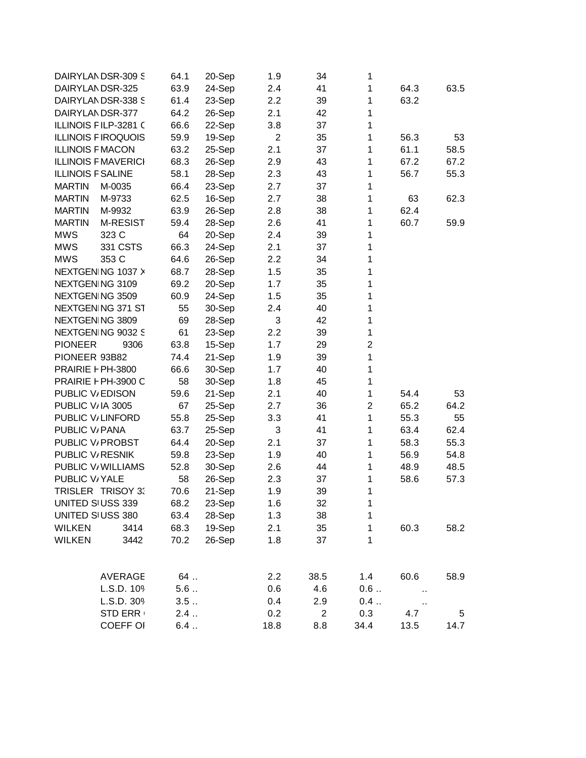| | | | | | | | | |
|---|---|---|---|---|---|---|---|---|
| DAIRYLAN | DSR-309 S | 64.1 | 20-Sep | 1.9 | 34 | 1 | | |
| DAIRYLAN | DSR-325 | 63.9 | 24-Sep | 2.4 | 41 | 1 | 64.3 | 63.5 |
| DAIRYLAN | DSR-338 S | 61.4 | 23-Sep | 2.2 | 39 | 1 | 63.2 | |
| DAIRYLAN | DSR-377 | 64.2 | 26-Sep | 2.1 | 42 | 1 | | |
| ILLINOIS F | ILP-3281 C | 66.6 | 22-Sep | 3.8 | 37 | 1 | | |
| ILLINOIS F | IROQUOIS | 59.9 | 19-Sep | 2 | 35 | 1 | 56.3 | 53 |
| ILLINOIS F | MACON | 63.2 | 25-Sep | 2.1 | 37 | 1 | 61.1 | 58.5 |
| ILLINOIS F | MAVERICI | 68.3 | 26-Sep | 2.9 | 43 | 1 | 67.2 | 67.2 |
| ILLINOIS F | SALINE | 58.1 | 28-Sep | 2.3 | 43 | 1 | 56.7 | 55.3 |
| MARTIN | M-0035 | 66.4 | 23-Sep | 2.7 | 37 | 1 | | |
| MARTIN | M-9733 | 62.5 | 16-Sep | 2.7 | 38 | 1 | 63 | 62.3 |
| MARTIN | M-9932 | 63.9 | 26-Sep | 2.8 | 38 | 1 | 62.4 | |
| MARTIN | M-RESIST | 59.4 | 28-Sep | 2.6 | 41 | 1 | 60.7 | 59.9 |
| MWS | 323 C | 64 | 20-Sep | 2.4 | 39 | 1 | | |
| MWS | 331 CSTS | 66.3 | 24-Sep | 2.1 | 37 | 1 | | |
| MWS | 353 C | 64.6 | 26-Sep | 2.2 | 34 | 1 | | |
| NEXTGENI | NG 1037 X | 68.7 | 28-Sep | 1.5 | 35 | 1 | | |
| NEXTGENI | NG 3109 | 69.2 | 20-Sep | 1.7 | 35 | 1 | | |
| NEXTGENI | NG 3509 | 60.9 | 24-Sep | 1.5 | 35 | 1 | | |
| NEXTGENI | NG 371 ST | 55 | 30-Sep | 2.4 | 40 | 1 | | |
| NEXTGENI | NG 3809 | 69 | 28-Sep | 3 | 42 | 1 | | |
| NEXTGENI | NG 9032 S | 61 | 23-Sep | 2.2 | 39 | 1 | | |
| PIONEER | 9306 | 63.8 | 15-Sep | 1.7 | 29 | 2 | | |
| PIONEER | 93B82 | 74.4 | 21-Sep | 1.9 | 39 | 1 | | |
| PRAIRIE H | PH-3800 | 66.6 | 30-Sep | 1.7 | 40 | 1 | | |
| PRAIRIE H | PH-3900 C | 58 | 30-Sep | 1.8 | 45 | 1 | | |
| PUBLIC V/ | EDISON | 59.6 | 21-Sep | 2.1 | 40 | 1 | 54.4 | 53 |
| PUBLIC V/ | IA 3005 | 67 | 25-Sep | 2.7 | 36 | 2 | 65.2 | 64.2 |
| PUBLIC V/ | LINFORD | 55.8 | 25-Sep | 3.3 | 41 | 1 | 55.3 | 55 |
| PUBLIC V/ | PANA | 63.7 | 25-Sep | 3 | 41 | 1 | 63.4 | 62.4 |
| PUBLIC V/ | PROBST | 64.4 | 20-Sep | 2.1 | 37 | 1 | 58.3 | 55.3 |
| PUBLIC V/ | RESNIK | 59.8 | 23-Sep | 1.9 | 40 | 1 | 56.9 | 54.8 |
| PUBLIC V/ | WILLIAMS | 52.8 | 30-Sep | 2.6 | 44 | 1 | 48.9 | 48.5 |
| PUBLIC V/ | YALE | 58 | 26-Sep | 2.3 | 37 | 1 | 58.6 | 57.3 |
| TRISLER | TRISOY 33 | 70.6 | 21-Sep | 1.9 | 39 | 1 | | |
| UNITED SI | USS 339 | 68.2 | 23-Sep | 1.6 | 32 | 1 | | |
| UNITED SI | USS 380 | 63.4 | 28-Sep | 1.3 | 38 | 1 | | |
| WILKEN | 3414 | 68.3 | 19-Sep | 2.1 | 35 | 1 | 60.3 | 58.2 |
| WILKEN | 3442 | 70.2 | 26-Sep | 1.8 | 37 | 1 | | |
| | | | | | | | | |
| | AVERAGE | 64 .. | | 2.2 | 38.5 | 1.4 | 60.6 | 58.9 |
| | L.S.D. 10% | 5.6 .. | | 0.6 | 4.6 | 0.6 .. | .. | |
| | L.S.D. 30% | 3.5 .. | | 0.4 | 2.9 | 0.4 .. | .. | |
| | STD ERR | 2.4 .. | | 0.2 | 2 | 0.3 | 4.7 | 5 |
| | COEFF OF | 6.4 .. | | 18.8 | 8.8 | 34.4 | 13.5 | 14.7 |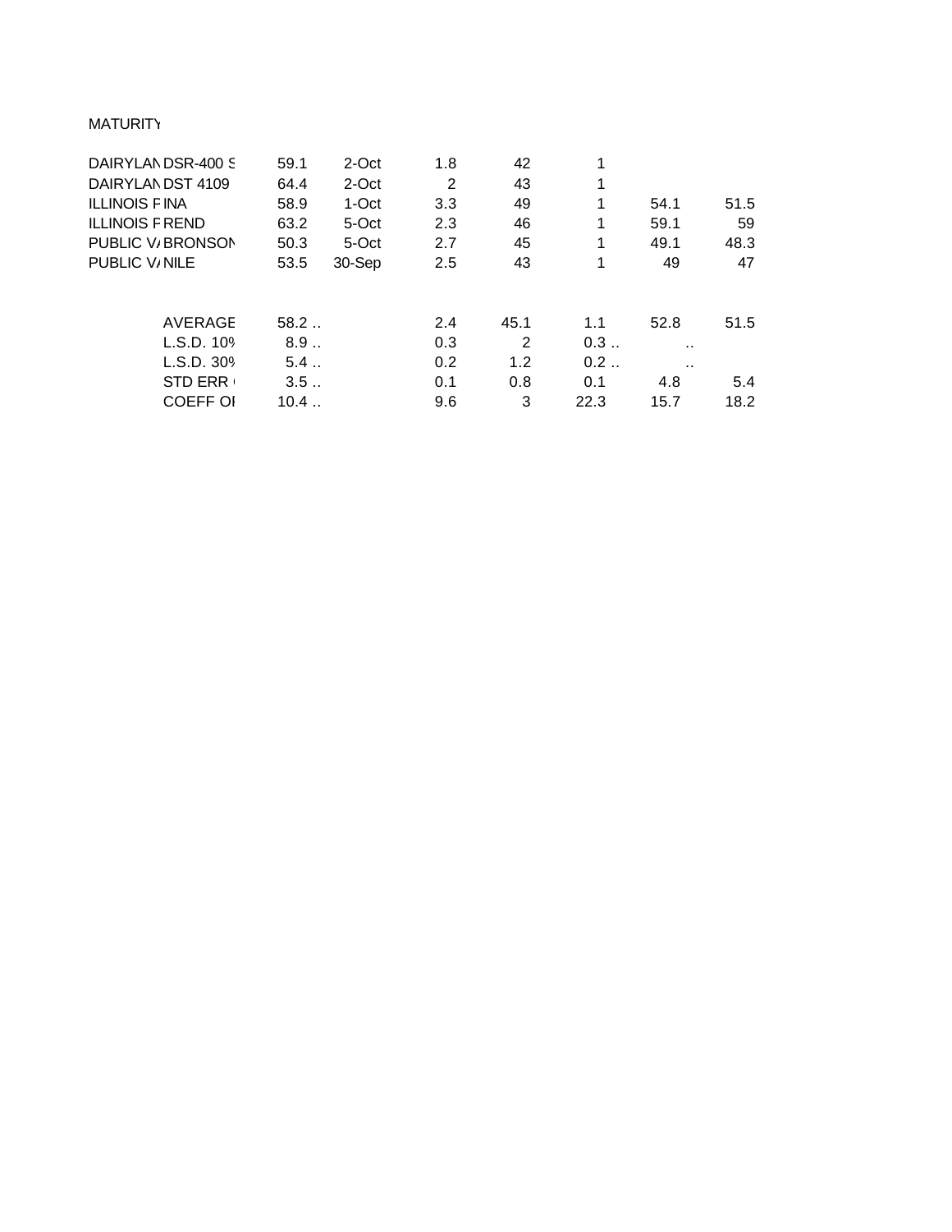MATURITY

| | | | | | | | | |
|---|---|---|---|---|---|---|---|---|
| DAIRYLAN | DSR-400 S | 59.1 | 2-Oct | 1.8 | 42 | 1 | | |
| DAIRYLAN | DST 4109 | 64.4 | 2-Oct | 2 | 43 | 1 | | |
| ILLINOIS F | INA | 58.9 | 1-Oct | 3.3 | 49 | 1 | 54.1 | 51.5 |
| ILLINOIS F | REND | 63.2 | 5-Oct | 2.3 | 46 | 1 | 59.1 | 59 |
| PUBLIC V/ | BRONSON | 50.3 | 5-Oct | 2.7 | 45 | 1 | 49.1 | 48.3 |
| PUBLIC V/ | NILE | 53.5 | 30-Sep | 2.5 | 43 | 1 | 49 | 47 |
| | | | | | | | | |
| | AVERAGE | 58.2 .. | | 2.4 | 45.1 | 1.1 | 52.8 | 51.5 |
| | L.S.D. 10% | 8.9 .. | | 0.3 | 2 | 0.3 .. | .. | |
| | L.S.D. 30% | 5.4 .. | | 0.2 | 1.2 | 0.2 .. | .. | |
| | STD ERR ( | 3.5 .. | | 0.1 | 0.8 | 0.1 | 4.8 | 5.4 |
| | COEFF OF | 10.4 .. | | 9.6 | 3 | 22.3 | 15.7 | 18.2 |